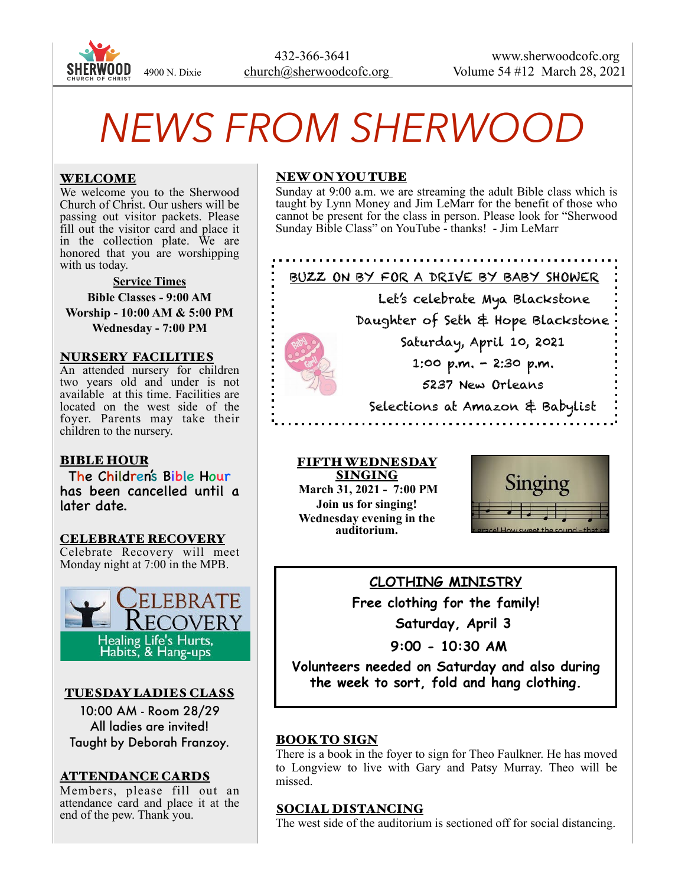SHERWOOD CHURCH OF CHRIST 4900 N. Dixie

432-366-3641
church@sherwoodcofc.org

www.sherwoodcofc.org
Volume 54 #12 March 28, 2021

# NEWS FROM SHERWOOD

## WELCOME

We welcome you to the Sherwood Church of Christ. Our ushers will be passing out visitor packets. Please fill out the visitor card and place it in the collection plate. We are honored that you are worshipping with us today.

**Service Times**

**Bible Classes - 9:00 AM**
**Worship - 10:00 AM & 5:00 PM**
**Wednesday - 7:00 PM**

## NURSERY FACILITIES

An attended nursery for children two years old and under is not available at this time. Facilities are located on the west side of the foyer. Parents may take their children to the nursery.

## BIBLE HOUR

The Children's Bible Hour has been cancelled until a later date.

## CELEBRATE RECOVERY

Celebrate Recovery will meet Monday night at 7:00 in the MPB.

Celebrate Recovery
Healing Life's Hurts, Habits, & Hang-ups

## TUESDAY LADIES CLASS

10:00 AM - Room 28/29
All ladies are invited!
Taught by Deborah Franzoy.

## ATTENDANCE CARDS

Members, please fill out an attendance card and place it at the end of the pew. Thank you.

## NEW ON YOUTUBE

Sunday at 9:00 a.m. we are streaming the adult Bible class which is taught by Lynn Money and Jim LeMarr for the benefit of those who cannot be present for the class in person. Please look for "Sherwood Sunday Bible Class" on YouTube - thanks! - Jim LeMarr

## BUZZ ON BY FOR A DRIVE BY BABY SHOWER

Let's celebrate Mya Blackstone
Daughter of Seth & Hope Blackstone
Saturday, April 10, 2021
1:00 p.m. - 2:30 p.m.
5237 New Orleans
Selections at Amazon & Babylist

## FIFTH WEDNESDAY SINGING

**March 31, 2021 - 7:00 PM**
**Join us for singing!**
**Wednesday evening in the auditorium.**

## CLOTHING MINISTRY

**Free clothing for the family!**
**Saturday, April 3**
**9:00 - 10:30 AM**
**Volunteers needed on Saturday and also during the week to sort, fold and hang clothing.**

## BOOK TO SIGN

There is a book in the foyer to sign for Theo Faulkner. He has moved to Longview to live with Gary and Patsy Murray. Theo will be missed.

## SOCIAL DISTANCING

The west side of the auditorium is sectioned off for social distancing.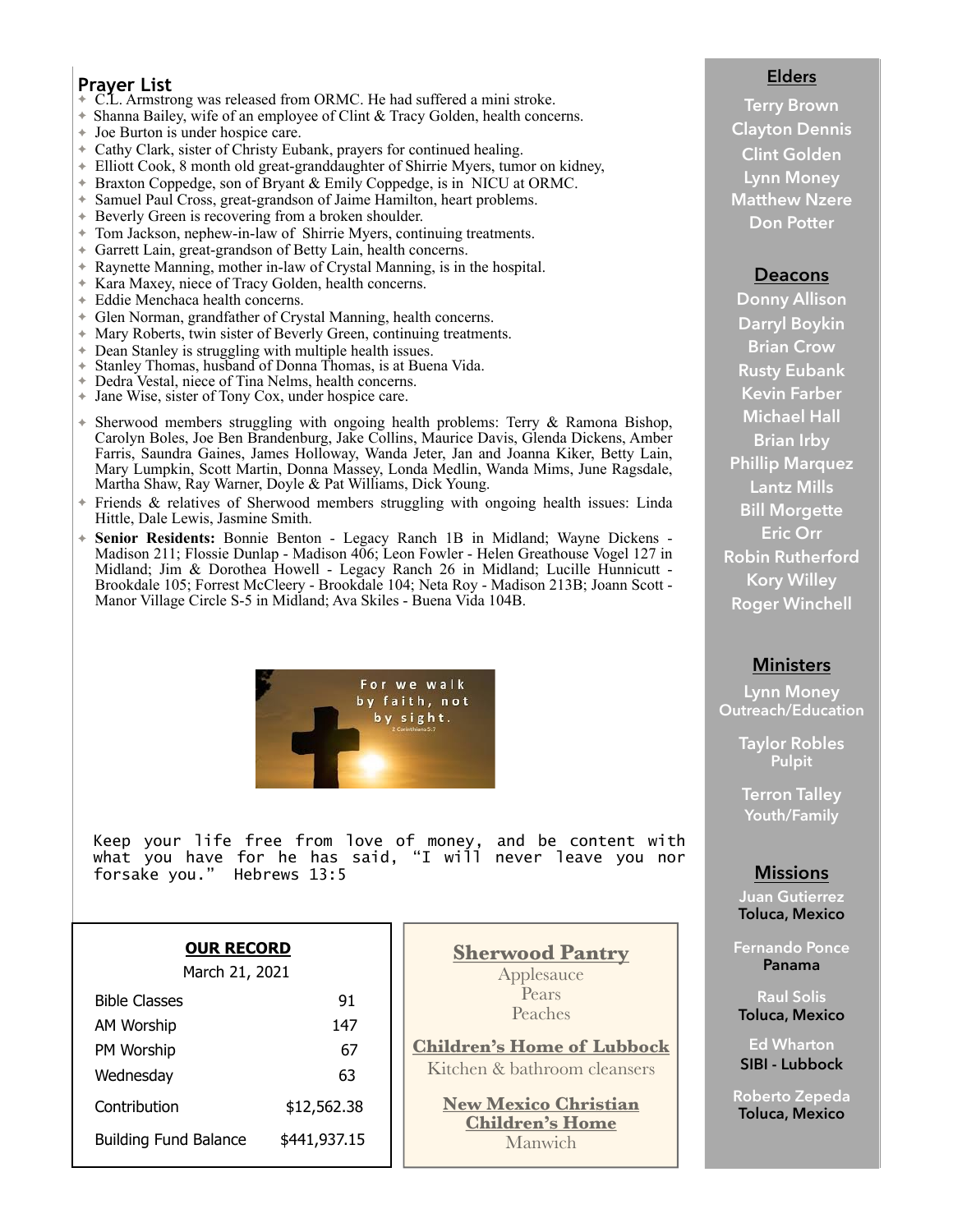## Prayer List

- C.L. Armstrong was released from ORMC. He had suffered a mini stroke.
- Shanna Bailey, wife of an employee of Clint & Tracy Golden, health concerns.
- Joe Burton is under hospice care.
- Cathy Clark, sister of Christy Eubank, prayers for continued healing.
- Elliott Cook, 8 month old great-granddaughter of Shirrie Myers, tumor on kidney,
- Braxton Coppedge, son of Bryant & Emily Coppedge, is in NICU at ORMC.
- Samuel Paul Cross, great-grandson of Jaime Hamilton, heart problems.
- Beverly Green is recovering from a broken shoulder.
- Tom Jackson, nephew-in-law of Shirrie Myers, continuing treatments.
- Garrett Lain, great-grandson of Betty Lain, health concerns.
- Raynette Manning, mother in-law of Crystal Manning, is in the hospital.
- Kara Maxey, niece of Tracy Golden, health concerns.
- Eddie Menchaca health concerns.
- Glen Norman, grandfather of Crystal Manning, health concerns.
- Mary Roberts, twin sister of Beverly Green, continuing treatments.
- Dean Stanley is struggling with multiple health issues.
- Stanley Thomas, husband of Donna Thomas, is at Buena Vida.
- Dedra Vestal, niece of Tina Nelms, health concerns.
- Jane Wise, sister of Tony Cox, under hospice care.

- Sherwood members struggling with ongoing health problems: Terry & Ramona Bishop, Carolyn Boles, Joe Ben Brandenburg, Jake Collins, Maurice Davis, Glenda Dickens, Amber Farris, Saundra Gaines, James Holloway, Wanda Jeter, Jan and Joanna Kiker, Betty Lain, Mary Lumpkin, Scott Martin, Donna Massey, Londa Medlin, Wanda Mims, June Ragsdale, Martha Shaw, Ray Warner, Doyle & Pat Williams, Dick Young.
- Friends & relatives of Sherwood members struggling with ongoing health issues: Linda Hittle, Dale Lewis, Jasmine Smith.
- **Senior Residents:** Bonnie Benton - Legacy Ranch 1B in Midland; Wayne Dickens - Madison 211; Flossie Dunlap - Madison 406; Leon Fowler - Helen Greathouse Vogel 127 in Midland; Jim & Dorothea Howell - Legacy Ranch 26 in Midland; Lucille Hunnicutt - Brookdale 105; Forrest McCleery - Brookdale 104; Neta Roy - Madison 213B; Joann Scott - Manor Village Circle S-5 in Midland; Ava Skiles - Buena Vida 104B.

For we walk by faith, not by sight.
2 Corinthians 5:7

Keep your life free from love of money, and be content with what you have for he has said, "I will never leave you nor forsake you." Hebrews 13:5

**OUR RECORD**
March 21, 2021

| | |
|---|---|
| Bible Classes | 91 |
| AM Worship | 147 |
| PM Worship | 67 |
| Wednesday | 63 |
| Contribution | $12,562.38 |
| Building Fund Balance | $441,937.15 |

**Sherwood Pantry**
Applesauce
Pears
Peaches

**Children's Home of Lubbock**
Kitchen & bathroom cleansers

**New Mexico Christian Children's Home**
Manwich

### Elders
Terry Brown
Clayton Dennis
Clint Golden
Lynn Money
Matthew Nzere
Don Potter

### Deacons
Donny Allison
Darryl Boykin
Brian Crow
Rusty Eubank
Kevin Farber
Michael Hall
Brian Irby
Phillip Marquez
Lantz Mills
Bill Morgette
Eric Orr
Robin Rutherford
Kory Willey
Roger Winchell

### Ministers
Lynn Money
Outreach/Education

Taylor Robles
Pulpit

Terron Talley
Youth/Family

### Missions
Juan Gutierrez
Toluca, Mexico

Fernando Ponce
Panama

Raul Solis
Toluca, Mexico

Ed Wharton
SIBI - Lubbock

Roberto Zepeda
Toluca, Mexico